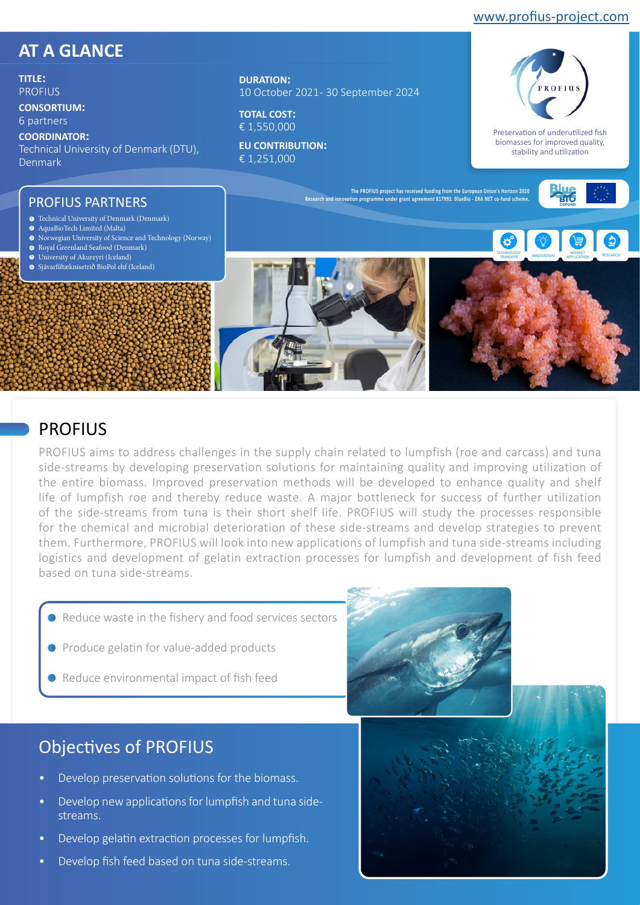www.profius-project.com

## AT A GLANCE

**TITLE:**
PROFIUS

**CONSORTIUM:**
6 partners

**COORDINATOR:**
Technical University of Denmark (DTU), Denmark

**DURATION:**
10 October 2021- 30 September 2024

**TOTAL COST:**
€ 1,550,000

**EU CONTRIBUTION:**
€ 1,251,000

PROFIUS

Preservation of underutilized fish biomasses for improved quality, stability and utilization

The PROFIUS project has received funding from the European Union's Horizon 2020 Research and innovation programme under grant agreement 817992. BlueBio - ERA NET co-fund scheme.

TECHNOLOGY TRANSFER · INNOVATION · MARKET APPLICATION · RESEARCH

### PROFIUS PARTNERS

1. Technical University of Denmark (Denmark)
2. AquaBioTech Limited (Malta)
3. Norwegian University of Science and Technology (Norway)
4. Royal Greenland Seafood (Denmark)
5. University of Akureyri (Iceland)
6. Sjávarfiftæknisetrið BioPol ehf (Iceland)

## PROFIUS

PROFIUS aims to address challenges in the supply chain related to lumpfish (roe and carcass) and tuna side-streams by developing preservation solutions for maintaining quality and improving utilization of the entire biomass. Improved preservation methods will be developed to enhance quality and shelf life of lumpfish roe and thereby reduce waste. A major bottleneck for success of further utilization of the side-streams from tuna is their short shelf life. PROFIUS will study the processes responsible for the chemical and microbial deterioration of these side-streams and develop strategies to prevent them. Furthermore, PROFIUS will look into new applications of lumpfish and tuna side-streams including logistics and development of gelatin extraction processes for lumpfish and development of fish feed based on tuna side-streams.

- Reduce waste in the fishery and food services sectors
- Produce gelatin for value-added products
- Reduce environmental impact of fish feed

## Objectives of PROFIUS

- Develop preservation solutions for the biomass.
- Develop new applications for lumpfish and tuna side-streams.
- Develop gelatin extraction processes for lumpfish.
- Develop fish feed based on tuna side-streams.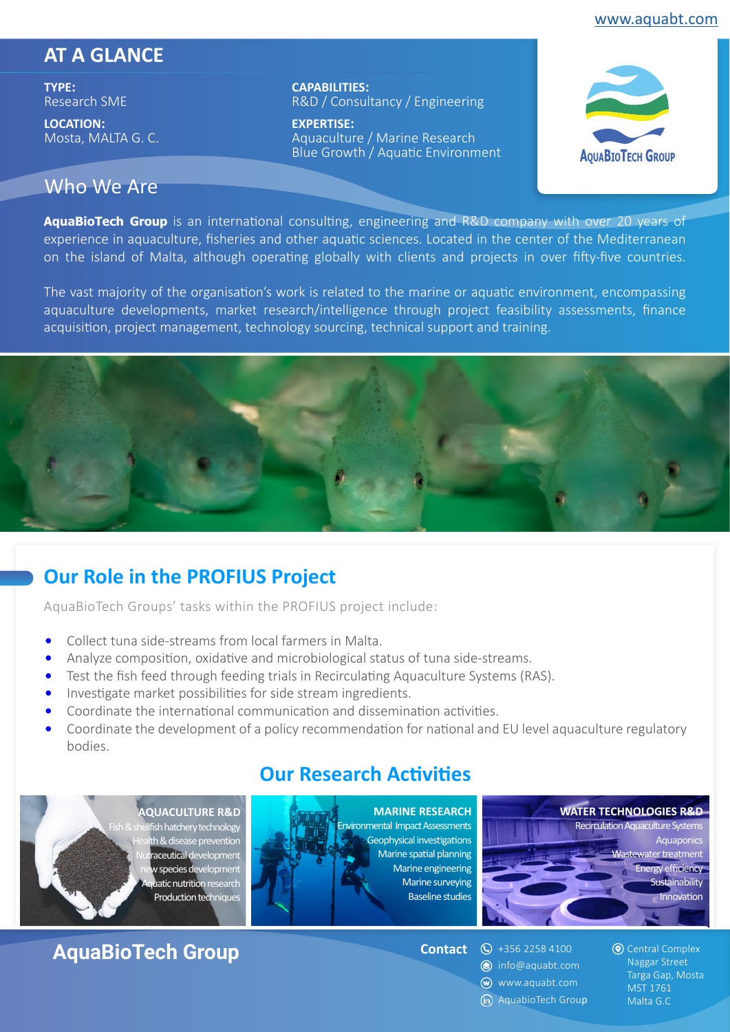www.aquabt.com

## AT A GLANCE

**TYPE:**
Research SME

**LOCATION:**
Mosta, MALTA G. C.

**CAPABILITIES:**
R&D / Consultancy / Engineering

**EXPERTISE:**
Aquaculture / Marine Research
Blue Growth / Aquatic Environment

AquaBioTech Group

## Who We Are

**AquaBioTech Group** is an international consulting, engineering and R&D company with over 20 years of experience in aquaculture, fisheries and other aquatic sciences. Located in the center of the Mediterranean on the island of Malta, although operating globally with clients and projects in over fifty-five countries.

The vast majority of the organisation's work is related to the marine or aquatic environment, encompassing aquaculture developments, market research/intelligence through project feasibility assessments, finance acquisition, project management, technology sourcing, technical support and training.

## Our Role in the PROFIUS Project

AquaBioTech Groups' tasks within the PROFIUS project include:

- Collect tuna side-streams from local farmers in Malta.
- Analyze composition, oxidative and microbiological status of tuna side-streams.
- Test the fish feed through feeding trials in Recirculating Aquaculture Systems (RAS).
- Investigate market possibilities for side stream ingredients.
- Coordinate the international communication and dissemination activities.
- Coordinate the development of a policy recommendation for national and EU level aquaculture regulatory bodies.

## Our Research Activities

**AQUACULTURE R&D**
Fish & shellfish hatchery technology
Health & disease prevention
Nutraceutical development
new species development
Aquatic nutrition research
Production techniques

**MARINE RESEARCH**
Environmental Impact Assessments
Geophysical investigations
Marine spatial planning
Marine engineering
Marine surveying
Baseline studies

**WATER TECHNOLOGIES R&D**
Recirculation Aquaculture Systems
Aquaponics
Wastewater treatment
Energy efficiency
Sustainability
Innovation

## AquaBioTech Group

**Contact**
+356 2258 4100
info@aquabt.com
www.aquabt.com
AquabioTech Group

Central Complex
Naggar Street
Targa Gap, Mosta
MST 1761
Malta G.C